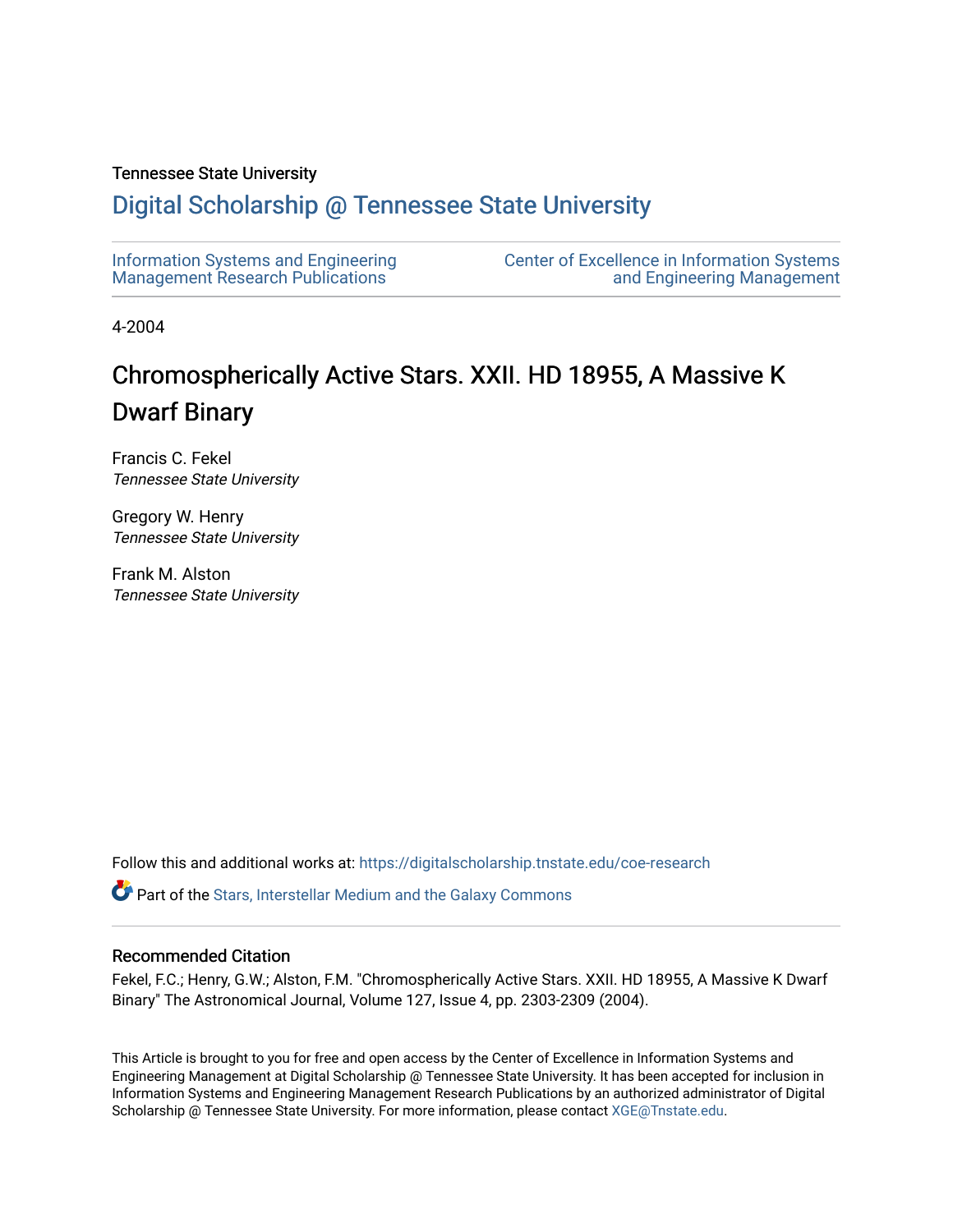Tennessee State University

# Digital Scholarship @ Tennessee State University

Information Systems and Engineering Management Research Publications

Center of Excellence in Information Systems and Engineering Management

4-2004

# Chromospherically Active Stars. XXII. HD 18955, A Massive K Dwarf Binary

Francis C. Fekel
*Tennessee State University*

Gregory W. Henry
*Tennessee State University*

Frank M. Alston
*Tennessee State University*

Follow this and additional works at: https://digitalscholarship.tnstate.edu/coe-research

Part of the Stars, Interstellar Medium and the Galaxy Commons

## Recommended Citation

Fekel, F.C.; Henry, G.W.; Alston, F.M. "Chromospherically Active Stars. XXII. HD 18955, A Massive K Dwarf Binary" The Astronomical Journal, Volume 127, Issue 4, pp. 2303-2309 (2004).

This Article is brought to you for free and open access by the Center of Excellence in Information Systems and Engineering Management at Digital Scholarship @ Tennessee State University. It has been accepted for inclusion in Information Systems and Engineering Management Research Publications by an authorized administrator of Digital Scholarship @ Tennessee State University. For more information, please contact XGE@Tnstate.edu.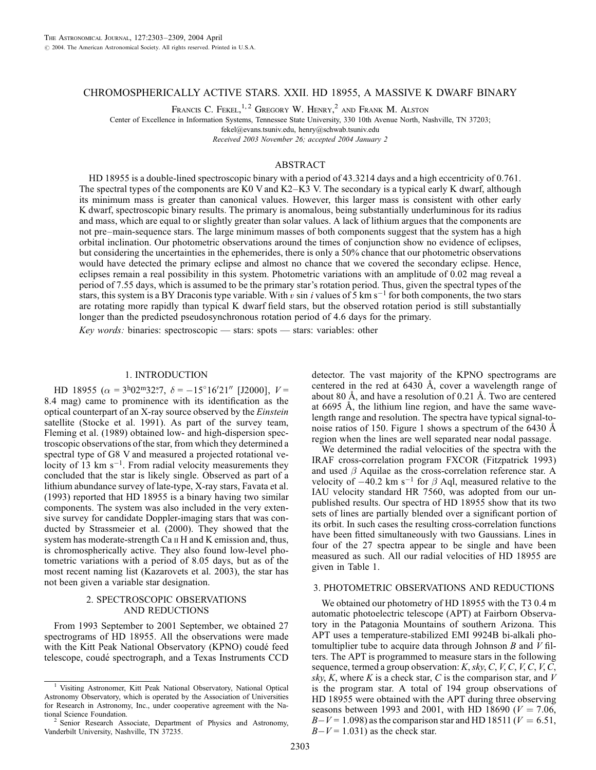# CHROMOSPHERICALLY ACTIVE STARS. XXII. HD 18955, A MASSIVE K DWARF BINARY

Francis C. Fekel,[1,2] Gregory W. Henry,[2] and Frank M. Alston

Center of Excellence in Information Systems, Tennessee State University, 330 10th Avenue North, Nashville, TN 37203; fekel@evans.tsuniv.edu, henry@schwab.tsuniv.edu

*Received 2003 November 26; accepted 2004 January 2*

## ABSTRACT

HD 18955 is a double-lined spectroscopic binary with a period of 43.3214 days and a high eccentricity of 0.761. The spectral types of the components are K0 V and K2–K3 V. The secondary is a typical early K dwarf, although its minimum mass is greater than canonical values. However, this larger mass is consistent with other early K dwarf, spectroscopic binary results. The primary is anomalous, being substantially underluminous for its radius and mass, which are equal to or slightly greater than solar values. A lack of lithium argues that the components are not pre–main-sequence stars. The large minimum masses of both components suggest that the system has a high orbital inclination. Our photometric observations around the times of conjunction show no evidence of eclipses, but considering the uncertainties in the ephemerides, there is only a 50% chance that our photometric observations would have detected the primary eclipse and almost no chance that we covered the secondary eclipse. Hence, eclipses remain a real possibility in this system. Photometric variations with an amplitude of 0.02 mag reveal a period of 7.55 days, which is assumed to be the primary star's rotation period. Thus, given the spectral types of the stars, this system is a BY Draconis type variable. With $v \sin i$ values of 5 km s$^{-1}$ for both components, the two stars are rotating more rapidly than typical K dwarf field stars, but the observed rotation period is still substantially longer than the predicted pseudosynchronous rotation period of 4.6 days for the primary.

*Key words:* binaries: spectroscopic — stars: spots — stars: variables: other

## 1. INTRODUCTION

HD 18955 ($\alpha = 3^h02^m32\overset{s}{.}7$, $\delta = -15°16'21''$ [J2000], $V = 8.4$ mag) came to prominence with its identification as the optical counterpart of an X-ray source observed by the *Einstein* satellite (Stocke et al. 1991). As part of the survey team, Fleming et al. (1989) obtained low- and high-dispersion spectroscopic observations of the star, from which they determined a spectral type of G8 V and measured a projected rotational velocity of 13 km s$^{-1}$. From radial velocity measurements they concluded that the star is likely single. Observed as part of a lithium abundance survey of late-type, X-ray stars, Favata et al. (1993) reported that HD 18955 is a binary having two similar components. The system was also included in the very extensive survey for candidate Doppler-imaging stars that was conducted by Strassmeier et al. (2000). They showed that the system has moderate-strength Ca II H and K emission and, thus, is chromospherically active. They also found low-level photometric variations with a period of 8.05 days, but as of the most recent naming list (Kazarovets et al. 2003), the star has not been given a variable star designation.

## 2. SPECTROSCOPIC OBSERVATIONS AND REDUCTIONS

From 1993 September to 2001 September, we obtained 27 spectrograms of HD 18955. All the observations were made with the Kitt Peak National Observatory (KPNO) coudé feed telescope, coudé spectrograph, and a Texas Instruments CCD detector. The vast majority of the KPNO spectrograms are centered in the red at 6430 Å, cover a wavelength range of about 80 Å, and have a resolution of 0.21 Å. Two are centered at 6695 Å, the lithium line region, and have the same wavelength range and resolution. The spectra have typical signal-to-noise ratios of 150. Figure 1 shows a spectrum of the 6430 Å region when the lines are well separated near nodal passage.

We determined the radial velocities of the spectra with the IRAF cross-correlation program FXCOR (Fitzpatrick 1993) and used $\beta$ Aquilae as the cross-correlation reference star. A velocity of $-40.2$ km s$^{-1}$ for $\beta$ Aql, measured relative to the IAU velocity standard HR 7560, was adopted from our unpublished results. Our spectra of HD 18955 show that its two sets of lines are partially blended over a significant portion of its orbit. In such cases the resulting cross-correlation functions have been fitted simultaneously with two Gaussians. Lines in four of the 27 spectra appear to be single and have been measured as such. All our radial velocities of HD 18955 are given in Table 1.

## 3. PHOTOMETRIC OBSERVATIONS AND REDUCTIONS

We obtained our photometry of HD 18955 with the T3 0.4 m automatic photoelectric telescope (APT) at Fairborn Observatory in the Patagonia Mountains of southern Arizona. This APT uses a temperature-stabilized EMI 9924B bi-alkali photomultiplier tube to acquire data through Johnson *B* and *V* filters. The APT is programmed to measure stars in the following sequence, termed a group observation: *K*, *sky*, *C*, *V*, *C*, *V*, *C*, *V*, *C*, *sky*, *K*, where *K* is a check star, *C* is the comparison star, and *V* is the program star. A total of 194 group observations of HD 18955 were obtained with the APT during three observing seasons between 1993 and 2001, with HD 18690 ($V = 7.06$, $B-V = 1.098$) as the comparison star and HD 18511 ($V = 6.51$, $B-V = 1.031$) as the check star.

[1] Visiting Astronomer, Kitt Peak National Observatory, National Optical Astronomy Observatory, which is operated by the Association of Universities for Research in Astronomy, Inc., under cooperative agreement with the National Science Foundation.

[2] Senior Research Associate, Department of Physics and Astronomy, Vanderbilt University, Nashville, TN 37235.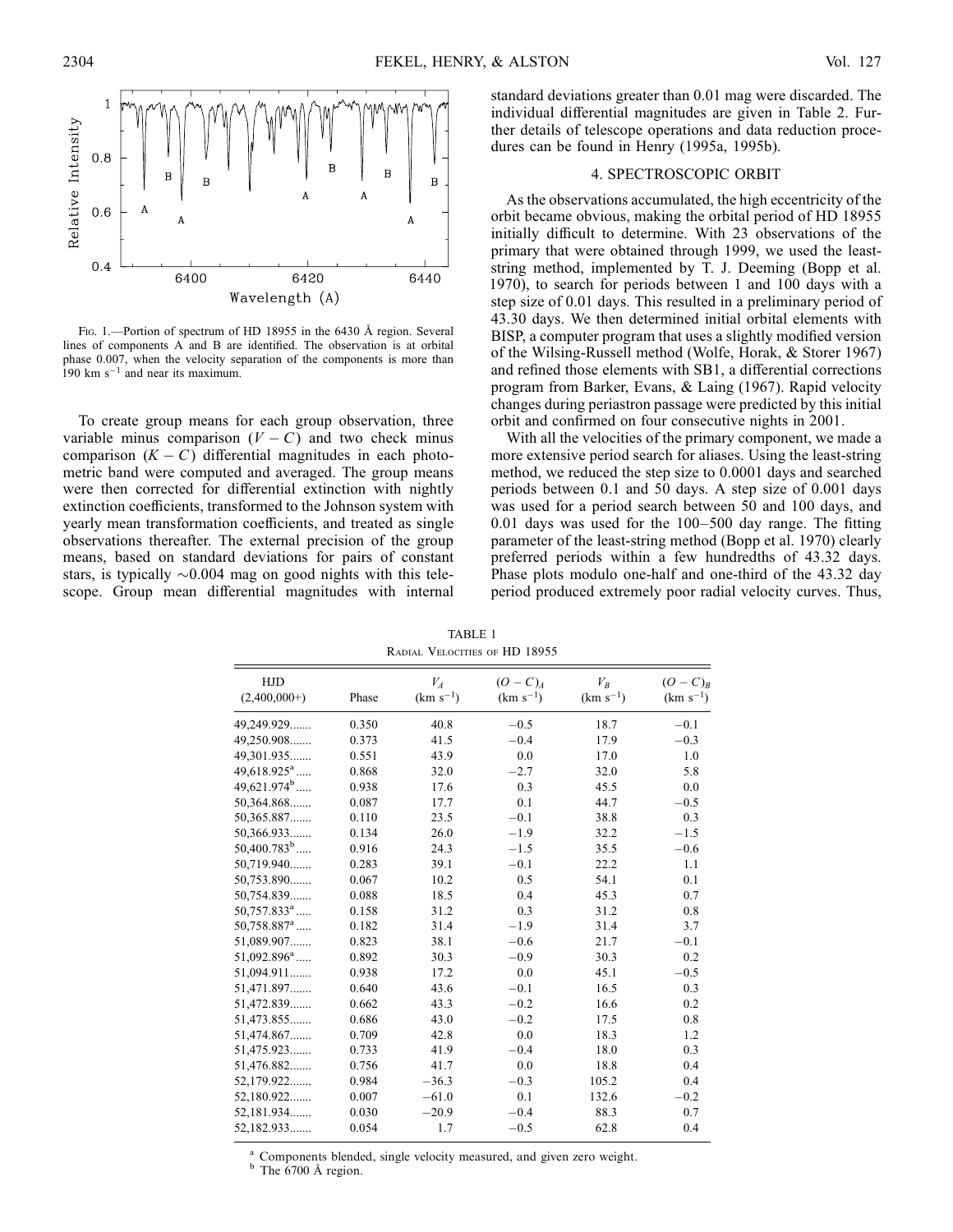FIG. 1.—Portion of spectrum of HD 18955 in the 6430 Å region. Several lines of components A and B are identified. The observation is at orbital phase 0.007, when the velocity separation of the components is more than 190 km s$^{-1}$ and near its maximum.

To create group means for each group observation, three variable minus comparison ($V - C$) and two check minus comparison ($K - C$) differential magnitudes in each photometric band were computed and averaged. The group means were then corrected for differential extinction with nightly extinction coefficients, transformed to the Johnson system with yearly mean transformation coefficients, and treated as single observations thereafter. The external precision of the group means, based on standard deviations for pairs of constant stars, is typically ~0.004 mag on good nights with this telescope. Group mean differential magnitudes with internal standard deviations greater than 0.01 mag were discarded. The individual differential magnitudes are given in Table 2. Further details of telescope operations and data reduction procedures can be found in Henry (1995a, 1995b).

## 4. SPECTROSCOPIC ORBIT

As the observations accumulated, the high eccentricity of the orbit became obvious, making the orbital period of HD 18955 initially difficult to determine. With 23 observations of the primary that were obtained through 1999, we used the least-string method, implemented by T. J. Deeming (Bopp et al. 1970), to search for periods between 1 and 100 days with a step size of 0.01 days. This resulted in a preliminary period of 43.30 days. We then determined initial orbital elements with BISP, a computer program that uses a slightly modified version of the Wilsing-Russell method (Wolfe, Horak, & Storer 1967) and refined those elements with SB1, a differential corrections program from Barker, Evans, & Laing (1967). Rapid velocity changes during periastron passage were predicted by this initial orbit and confirmed on four consecutive nights in 2001.

With all the velocities of the primary component, we made a more extensive period search for aliases. Using the least-string method, we reduced the step size to 0.0001 days and searched periods between 0.1 and 50 days. A step size of 0.001 days was used for a period search between 50 and 100 days, and 0.01 days was used for the 100–500 day range. The fitting parameter of the least-string method (Bopp et al. 1970) clearly preferred periods within a few hundredths of 43.32 days. Phase plots modulo one-half and one-third of the 43.32 day period produced extremely poor radial velocity curves. Thus,

TABLE 1
RADIAL VELOCITIES OF HD 18955

| HJD (2,400,000+) | Phase | $V_A$ (km s$^{-1}$) | $(O - C)_A$ (km s$^{-1}$) | $V_B$ (km s$^{-1}$) | $(O - C)_B$ (km s$^{-1}$) |
|---|---|---|---|---|---|
| 49,249.929 | 0.350 | 40.8 | −0.5 | 18.7 | −0.1 |
| 49,250.908 | 0.373 | 41.5 | −0.4 | 17.9 | −0.3 |
| 49,301.935 | 0.551 | 43.9 | 0.0 | 17.0 | 1.0 |
| 49,618.925[a] | 0.868 | 32.0 | −2.7 | 32.0 | 5.8 |
| 49,621.974[b] | 0.938 | 17.6 | 0.3 | 45.5 | 0.0 |
| 50,364.868 | 0.087 | 17.7 | 0.1 | 44.7 | −0.5 |
| 50,365.887 | 0.110 | 23.5 | −0.1 | 38.8 | 0.3 |
| 50,366.933 | 0.134 | 26.0 | −1.9 | 32.2 | −1.5 |
| 50,400.783[b] | 0.916 | 24.3 | −1.5 | 35.5 | −0.6 |
| 50,719.940 | 0.283 | 39.1 | −0.1 | 22.2 | 1.1 |
| 50,753.890 | 0.067 | 10.2 | 0.5 | 54.1 | 0.1 |
| 50,754.839 | 0.088 | 18.5 | 0.4 | 45.3 | 0.7 |
| 50,757.833[a] | 0.158 | 31.2 | 0.3 | 31.2 | 0.8 |
| 50,758.887[a] | 0.182 | 31.4 | −1.9 | 31.4 | 3.7 |
| 51,089.907 | 0.823 | 38.1 | −0.6 | 21.7 | −0.1 |
| 51,092.896[a] | 0.892 | 30.3 | −0.9 | 30.3 | 0.2 |
| 51,094.911 | 0.938 | 17.2 | 0.0 | 45.1 | −0.5 |
| 51,471.897 | 0.640 | 43.6 | −0.1 | 16.5 | 0.3 |
| 51,472.839 | 0.662 | 43.3 | −0.2 | 16.6 | 0.2 |
| 51,473.855 | 0.686 | 43.0 | −0.2 | 17.5 | 0.8 |
| 51,474.867 | 0.709 | 42.8 | 0.0 | 18.3 | 1.2 |
| 51,475.923 | 0.733 | 41.9 | −0.4 | 18.0 | 0.3 |
| 51,476.882 | 0.756 | 41.7 | 0.0 | 18.8 | 0.4 |
| 52,179.922 | 0.984 | −36.3 | −0.3 | 105.2 | 0.4 |
| 52,180.922 | 0.007 | −61.0 | 0.1 | 132.6 | −0.2 |
| 52,181.934 | 0.030 | −20.9 | −0.4 | 88.3 | 0.7 |
| 52,182.933 | 0.054 | 1.7 | −0.5 | 62.8 | 0.4 |

[a] Components blended, single velocity measured, and given zero weight.
[b] The 6700 Å region.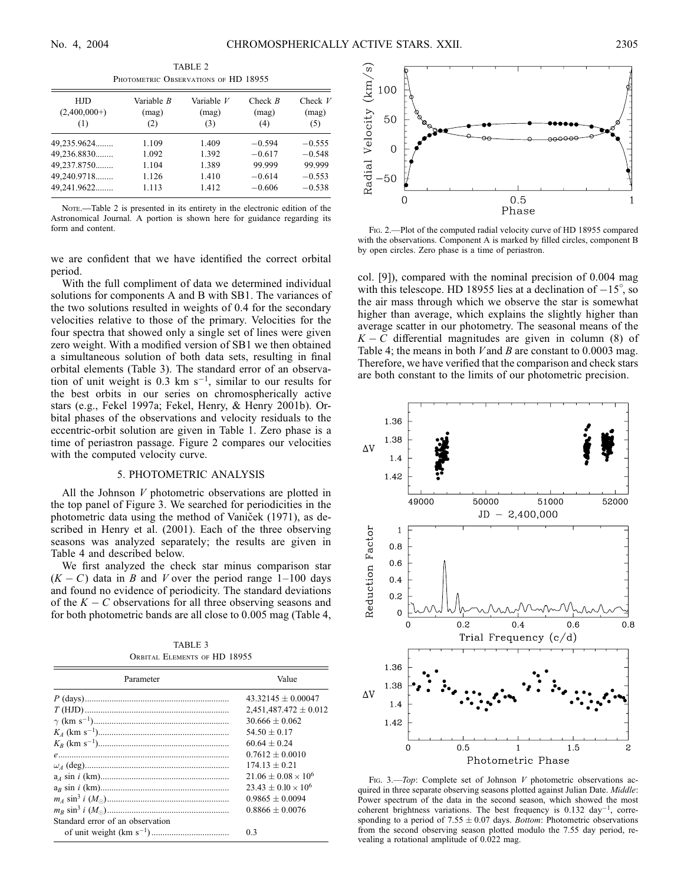TABLE 2

Photometric Observations of HD 18955

| HJD (2,400,000+) (1) | Variable *B* (mag) (2) | Variable *V* (mag) (3) | Check *B* (mag) (4) | Check *V* (mag) (5) |
|---|---|---|---|---|
| 49,235.9624........ | 1.109 | 1.409 | −0.594 | −0.555 |
| 49,236.8830........ | 1.092 | 1.392 | −0.617 | −0.548 |
| 49,237.8750........ | 1.104 | 1.389 | 99.999 | 99.999 |
| 49,240.9718........ | 1.126 | 1.410 | −0.614 | −0.553 |
| 49,241.9622........ | 1.113 | 1.412 | −0.606 | −0.538 |

Note.—Table 2 is presented in its entirety in the electronic edition of the Astronomical Journal. A portion is shown here for guidance regarding its form and content.

we are confident that we have identified the correct orbital period.

With the full compliment of data we determined individual solutions for components A and B with SB1. The variances of the two solutions resulted in weights of 0.4 for the secondary velocities relative to those of the primary. Velocities for the four spectra that showed only a single set of lines were given zero weight. With a modified version of SB1 we then obtained a simultaneous solution of both data sets, resulting in final orbital elements (Table 3). The standard error of an observation of unit weight is 0.3 km s$^{-1}$, similar to our results for the best orbits in our series on chromospherically active stars (e.g., Fekel 1997a; Fekel, Henry, & Henry 2001b). Orbital phases of the observations and velocity residuals to the eccentric-orbit solution are given in Table 1. Zero phase is a time of periastron passage. Figure 2 compares our velocities with the computed velocity curve.

## 5. PHOTOMETRIC ANALYSIS

All the Johnson *V* photometric observations are plotted in the top panel of Figure 3. We searched for periodicities in the photometric data using the method of Vaniček (1971), as described in Henry et al. (2001). Each of the three observing seasons was analyzed separately; the results are given in Table 4 and described below.

We first analyzed the check star minus comparison star ($K - C$) data in *B* and *V* over the period range 1–100 days and found no evidence of periodicity. The standard deviations of the $K - C$ observations for all three observing seasons and for both photometric bands are all close to 0.005 mag (Table 4, col. [9]), compared with the nominal precision of 0.004 mag with this telescope. HD 18955 lies at a declination of $-15°$, so the air mass through which we observe the star is somewhat higher than average, which explains the slightly higher than average scatter in our photometry. The seasonal means of the $K - C$ differential magnitudes are given in column (8) of Table 4; the means in both *V* and *B* are constant to 0.0003 mag. Therefore, we have verified that the comparison and check stars are both constant to the limits of our photometric precision.

TABLE 3

Orbital Elements of HD 18955

| Parameter | Value |
|---|---|
| *P* (days)................................................................ | 43.32145 ± 0.00047 |
| *T* (HJD)................................................................ | 2,451,487.472 ± 0.012 |
| $\gamma$ (km s$^{-1}$)............................................................ | 30.666 ± 0.062 |
| $K_A$ (km s$^{-1}$).......................................................... | 54.50 ± 0.17 |
| $K_B$ (km s$^{-1}$).......................................................... | 60.64 ± 0.24 |
| *e*............................................................................ | 0.7612 ± 0.0010 |
| $\omega_A$ (deg)................................................................ | 174.13 ± 0.21 |
| $a_A \sin i$ (km).......................................................... | 21.06 ± 0.08 × 10$^6$ |
| $a_B \sin i$ (km).......................................................... | 23.43 ± 0.10 × 10$^6$ |
| $m_A \sin^3 i$ ($M_\odot$)...................................................... | 0.9865 ± 0.0094 |
| $m_B \sin^3 i$ ($M_\odot$)...................................................... | 0.8866 ± 0.0076 |
| Standard error of an observation of unit weight (km s$^{-1}$).................................. | 0.3 |

Fig. 2.—Plot of the computed radial velocity curve of HD 18955 compared with the observations. Component A is marked by filled circles, component B by open circles. Zero phase is a time of periastron.

Fig. 3.—*Top*: Complete set of Johnson *V* photometric observations acquired in three separate observing seasons plotted against Julian Date. *Middle*: Power spectrum of the data in the second season, which showed the most coherent brightness variations. The best frequency is 0.132 day$^{-1}$, corresponding to a period of 7.55 ± 0.07 days. *Bottom*: Photometric observations from the second observing season plotted modulo the 7.55 day period, revealing a rotational amplitude of 0.022 mag.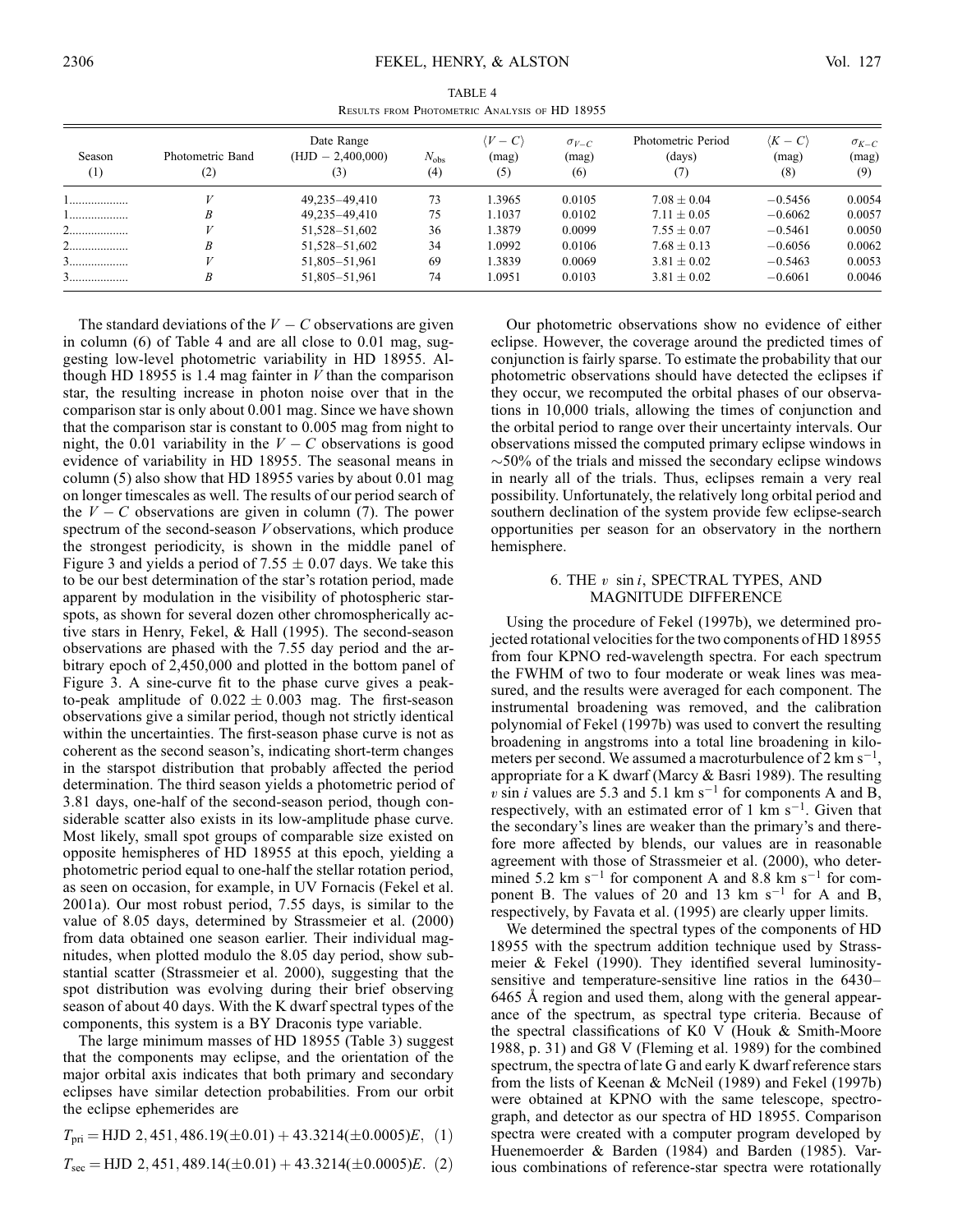TABLE 4

Results from Photometric Analysis of HD 18955

| Season (1) | Photometric Band (2) | Date Range (HJD − 2,400,000) (3) | $N_{obs}$ (4) | $\langle V-C \rangle$ (mag) (5) | $\sigma_{V-C}$ (mag) (6) | Photometric Period (days) (7) | $\langle K-C \rangle$ (mag) (8) | $\sigma_{K-C}$ (mag) (9) |
|---|---|---|---|---|---|---|---|---|
| 1 | $V$ | 49,235–49,410 | 73 | 1.3965 | 0.0105 | $7.08 \pm 0.04$ | −0.5456 | 0.0054 |
| 1 | $B$ | 49,235–49,410 | 75 | 1.1037 | 0.0102 | $7.11 \pm 0.05$ | −0.6062 | 0.0057 |
| 2 | $V$ | 51,528–51,602 | 36 | 1.3879 | 0.0099 | $7.55 \pm 0.07$ | −0.5461 | 0.0050 |
| 2 | $B$ | 51,528–51,602 | 34 | 1.0992 | 0.0106 | $7.68 \pm 0.13$ | −0.6056 | 0.0062 |
| 3 | $V$ | 51,805–51,961 | 69 | 1.3839 | 0.0069 | $3.81 \pm 0.02$ | −0.5463 | 0.0053 |
| 3 | $B$ | 51,805–51,961 | 74 | 1.0951 | 0.0103 | $3.81 \pm 0.02$ | −0.6061 | 0.0046 |

The standard deviations of the $V-C$ observations are given in column (6) of Table 4 and are all close to 0.01 mag, suggesting low-level photometric variability in HD 18955. Although HD 18955 is 1.4 mag fainter in $V$ than the comparison star, the resulting increase in photon noise over that in the comparison star is only about 0.001 mag. Since we have shown that the comparison star is constant to 0.005 mag from night to night, the 0.01 variability in the $V-C$ observations is good evidence of variability in HD 18955. The seasonal means in column (5) also show that HD 18955 varies by about 0.01 mag on longer timescales as well. The results of our period search of the $V-C$ observations are given in column (7). The power spectrum of the second-season $V$ observations, which produce the strongest periodicity, is shown in the middle panel of Figure 3 and yields a period of $7.55 \pm 0.07$ days. We take this to be our best determination of the star's rotation period, made apparent by modulation in the visibility of photospheric starspots, as shown for several dozen other chromospherically active stars in Henry, Fekel, & Hall (1995). The second-season observations are phased with the 7.55 day period and the arbitrary epoch of 2,450,000 and plotted in the bottom panel of Figure 3. A sine-curve fit to the phase curve gives a peak-to-peak amplitude of $0.022 \pm 0.003$ mag. The first-season observations give a similar period, though not strictly identical within the uncertainties. The first-season phase curve is not as coherent as the second season's, indicating short-term changes in the starspot distribution that probably affected the period determination. The third season yields a photometric period of 3.81 days, one-half of the second-season period, though considerable scatter also exists in its low-amplitude phase curve. Most likely, small spot groups of comparable size existed on opposite hemispheres of HD 18955 at this epoch, yielding a photometric period equal to one-half the stellar rotation period, as seen on occasion, for example, in UV Fornacis (Fekel et al. 2001a). Our most robust period, 7.55 days, is similar to the value of 8.05 days, determined by Strassmeier et al. (2000) from data obtained one season earlier. Their individual magnitudes, when plotted modulo the 8.05 day period, show substantial scatter (Strassmeier et al. 2000), suggesting that the spot distribution was evolving during their brief observing season of about 40 days. With the K dwarf spectral types of the components, this system is a BY Draconis type variable.

The large minimum masses of HD 18955 (Table 3) suggest that the components may eclipse, and the orientation of the major orbital axis indicates that both primary and secondary eclipses have similar detection probabilities. From our orbit the eclipse ephemerides are

$$T_{pri} = \text{HJD } 2,451,486.19(\pm 0.01) + 43.3214(\pm 0.0005)E, \quad (1)$$

$$T_{sec} = \text{HJD } 2,451,489.14(\pm 0.01) + 43.3214(\pm 0.0005)E. \quad (2)$$

Our photometric observations show no evidence of either eclipse. However, the coverage around the predicted times of conjunction is fairly sparse. To estimate the probability that our photometric observations should have detected the eclipses if they occur, we recomputed the orbital phases of our observations in 10,000 trials, allowing the times of conjunction and the orbital period to range over their uncertainty intervals. Our observations missed the computed primary eclipse windows in ~50% of the trials and missed the secondary eclipse windows in nearly all of the trials. Thus, eclipses remain a very real possibility. Unfortunately, the relatively long orbital period and southern declination of the system provide few eclipse-search opportunities per season for an observatory in the northern hemisphere.

## 6. THE $v \sin i$, SPECTRAL TYPES, AND MAGNITUDE DIFFERENCE

Using the procedure of Fekel (1997b), we determined projected rotational velocities for the two components of HD 18955 from four KPNO red-wavelength spectra. For each spectrum the FWHM of two to four moderate or weak lines was measured, and the results were averaged for each component. The instrumental broadening was removed, and the calibration polynomial of Fekel (1997b) was used to convert the resulting broadening in angstroms into a total line broadening in kilometers per second. We assumed a macroturbulence of 2 km s$^{-1}$, appropriate for a K dwarf (Marcy & Basri 1989). The resulting $v \sin i$ values are 5.3 and 5.1 km s$^{-1}$ for components A and B, respectively, with an estimated error of 1 km s$^{-1}$. Given that the secondary's lines are weaker than the primary's and therefore more affected by blends, our values are in reasonable agreement with those of Strassmeier et al. (2000), who determined 5.2 km s$^{-1}$ for component A and 8.8 km s$^{-1}$ for component B. The values of 20 and 13 km s$^{-1}$ for A and B, respectively, by Favata et al. (1995) are clearly upper limits.

We determined the spectral types of the components of HD 18955 with the spectrum addition technique used by Strassmeier & Fekel (1990). They identified several luminosity-sensitive and temperature-sensitive line ratios in the 6430–6465 Å region and used them, along with the general appearance of the spectrum, as spectral type criteria. Because of the spectral classifications of K0 V (Houk & Smith-Moore 1988, p. 31) and G8 V (Fleming et al. 1989) for the combined spectrum, the spectra of late G and early K dwarf reference stars from the lists of Keenan & McNeil (1989) and Fekel (1997b) were obtained at KPNO with the same telescope, spectrograph, and detector as our spectra of HD 18955. Comparison spectra were created with a computer program developed by Huenemoerder & Barden (1984) and Barden (1985). Various combinations of reference-star spectra were rotationally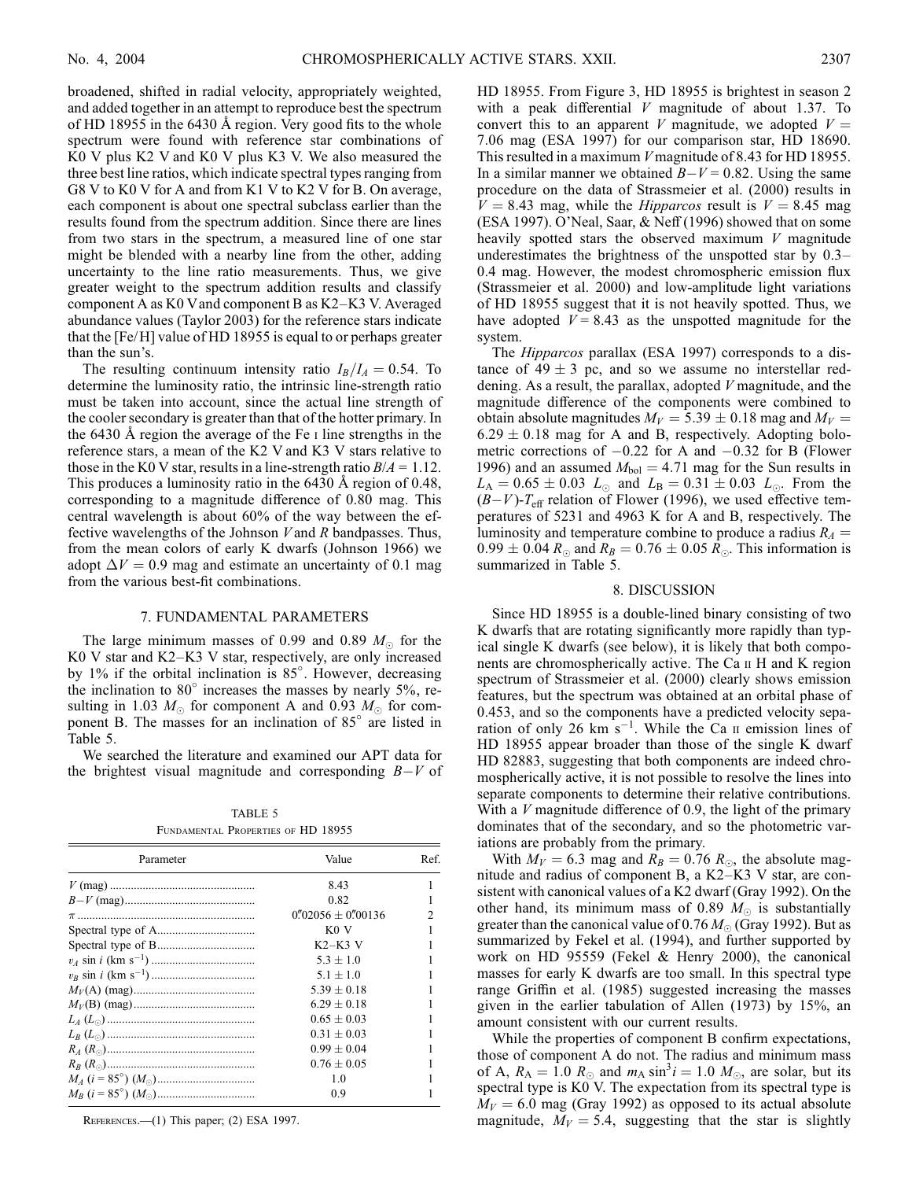broadened, shifted in radial velocity, appropriately weighted, and added together in an attempt to reproduce best the spectrum of HD 18955 in the 6430 Å region. Very good fits to the whole spectrum were found with reference star combinations of K0 V plus K2 V and K0 V plus K3 V. We also measured the three best line ratios, which indicate spectral types ranging from G8 V to K0 V for A and from K1 V to K2 V for B. On average, each component is about one spectral subclass earlier than the results found from the spectrum addition. Since there are lines from two stars in the spectrum, a measured line of one star might be blended with a nearby line from the other, adding uncertainty to the line ratio measurements. Thus, we give greater weight to the spectrum addition results and classify component A as K0 V and component B as K2–K3 V. Averaged abundance values (Taylor 2003) for the reference stars indicate that the [Fe/H] value of HD 18955 is equal to or perhaps greater than the sun's.

The resulting continuum intensity ratio $I_B/I_A = 0.54$. To determine the luminosity ratio, the intrinsic line-strength ratio must be taken into account, since the actual line strength of the cooler secondary is greater than that of the hotter primary. In the 6430 Å region the average of the Fe I line strengths in the reference stars, a mean of the K2 V and K3 V stars relative to those in the K0 V star, results in a line-strength ratio $B/A = 1.12$. This produces a luminosity ratio in the 6430 Å region of 0.48, corresponding to a magnitude difference of 0.80 mag. This central wavelength is about 60% of the way between the effective wavelengths of the Johnson $V$ and $R$ bandpasses. Thus, from the mean colors of early K dwarfs (Johnson 1966) we adopt $\Delta V = 0.9$ mag and estimate an uncertainty of 0.1 mag from the various best-fit combinations.

## 7. FUNDAMENTAL PARAMETERS

The large minimum masses of 0.99 and 0.89 $M_\odot$ for the K0 V star and K2–K3 V star, respectively, are only increased by 1% if the orbital inclination is 85°. However, decreasing the inclination to 80° increases the masses by nearly 5%, resulting in 1.03 $M_\odot$ for component A and 0.93 $M_\odot$ for component B. The masses for an inclination of 85° are listed in Table 5.

We searched the literature and examined our APT data for the brightest visual magnitude and corresponding $B-V$ of HD 18955. From Figure 3, HD 18955 is brightest in season 2 with a peak differential $V$ magnitude of about 1.37. To convert this to an apparent $V$ magnitude, we adopted $V = 7.06$ mag (ESA 1997) for our comparison star, HD 18690. This resulted in a maximum $V$ magnitude of 8.43 for HD 18955. In a similar manner we obtained $B-V = 0.82$. Using the same procedure on the data of Strassmeier et al. (2000) results in $V = 8.43$ mag, while the *Hipparcos* result is $V = 8.45$ mag (ESA 1997). O'Neal, Saar, & Neff (1996) showed that on some heavily spotted stars the observed maximum $V$ magnitude underestimates the brightness of the unspotted star by 0.3–0.4 mag. However, the modest chromospheric emission flux (Strassmeier et al. 2000) and low-amplitude light variations of HD 18955 suggest that it is not heavily spotted. Thus, we have adopted $V = 8.43$ as the unspotted magnitude for the system.

The *Hipparcos* parallax (ESA 1997) corresponds to a distance of $49 \pm 3$ pc, and so we assume no interstellar reddening. As a result, the parallax, adopted $V$ magnitude, and the magnitude difference of the components were combined to obtain absolute magnitudes $M_V = 5.39 \pm 0.18$ mag and $M_V = 6.29 \pm 0.18$ mag for A and B, respectively. Adopting bolometric corrections of $-0.22$ for A and $-0.32$ for B (Flower 1996) and an assumed $M_{\rm bol} = 4.71$ mag for the Sun results in $L_A = 0.65 \pm 0.03\ L_\odot$ and $L_B = 0.31 \pm 0.03\ L_\odot$. From the $(B-V)$-$T_{\rm eff}$ relation of Flower (1996), we used effective temperatures of 5231 and 4963 K for A and B, respectively. The luminosity and temperature combine to produce a radius $R_A = 0.99 \pm 0.04\ R_\odot$ and $R_B = 0.76 \pm 0.05\ R_\odot$. This information is summarized in Table 5.

TABLE 5

Fundamental Properties of HD 18955

| Parameter | Value | Ref. |
|---|---|---|
| $V$ (mag) | 8.43 | 1 |
| $B-V$ (mag) | 0.82 | 1 |
| $\pi$ | $0''.02056 \pm 0''.00136$ | 2 |
| Spectral type of A | K0 V | 1 |
| Spectral type of B | K2–K3 V | 1 |
| $v_A \sin i$ (km s$^{-1}$) | $5.3 \pm 1.0$ | 1 |
| $v_B \sin i$ (km s$^{-1}$) | $5.1 \pm 1.0$ | 1 |
| $M_V$(A) (mag) | $5.39 \pm 0.18$ | 1 |
| $M_V$(B) (mag) | $6.29 \pm 0.18$ | 1 |
| $L_A$ ($L_\odot$) | $0.65 \pm 0.03$ | 1 |
| $L_B$ ($L_\odot$) | $0.31 \pm 0.03$ | 1 |
| $R_A$ ($R_\odot$) | $0.99 \pm 0.04$ | 1 |
| $R_B$ ($R_\odot$) | $0.76 \pm 0.05$ | 1 |
| $M_A$ ($i = 85°$) ($M_\odot$) | 1.0 | 1 |
| $M_B$ ($i = 85°$) ($M_\odot$) | 0.9 | 1 |

References.—(1) This paper; (2) ESA 1997.

## 8. DISCUSSION

Since HD 18955 is a double-lined binary consisting of two K dwarfs that are rotating significantly more rapidly than typical single K dwarfs (see below), it is likely that both components are chromospherically active. The Ca II H and K region spectrum of Strassmeier et al. (2000) clearly shows emission features, but the spectrum was obtained at an orbital phase of 0.453, and so the components have a predicted velocity separation of only 26 km s$^{-1}$. While the Ca II emission lines of HD 18955 appear broader than those of the single K dwarf HD 82883, suggesting that both components are indeed chromospherically active, it is not possible to resolve the lines into separate components to determine their relative contributions. With a $V$ magnitude difference of 0.9, the light of the primary dominates that of the secondary, and so the photometric variations are probably from the primary.

With $M_V = 6.3$ mag and $R_B = 0.76\ R_\odot$, the absolute magnitude and radius of component B, a K2–K3 V star, are consistent with canonical values of a K2 dwarf (Gray 1992). On the other hand, its minimum mass of 0.89 $M_\odot$ is substantially greater than the canonical value of 0.76 $M_\odot$ (Gray 1992). But as summarized by Fekel et al. (1994), and further supported by work on HD 95559 (Fekel & Henry 2000), the canonical masses for early K dwarfs are too small. In this spectral type range Griffin et al. (1985) suggested increasing the masses given in the earlier tabulation of Allen (1973) by 15%, an amount consistent with our current results.

While the properties of component B confirm expectations, those of component A do not. The radius and minimum mass of A, $R_A = 1.0\ R_\odot$ and $m_A \sin^3 i = 1.0\ M_\odot$, are solar, but its spectral type is K0 V. The expectation from its spectral type is $M_V = 6.0$ mag (Gray 1992) as opposed to its actual absolute magnitude, $M_V = 5.4$, suggesting that the star is slightly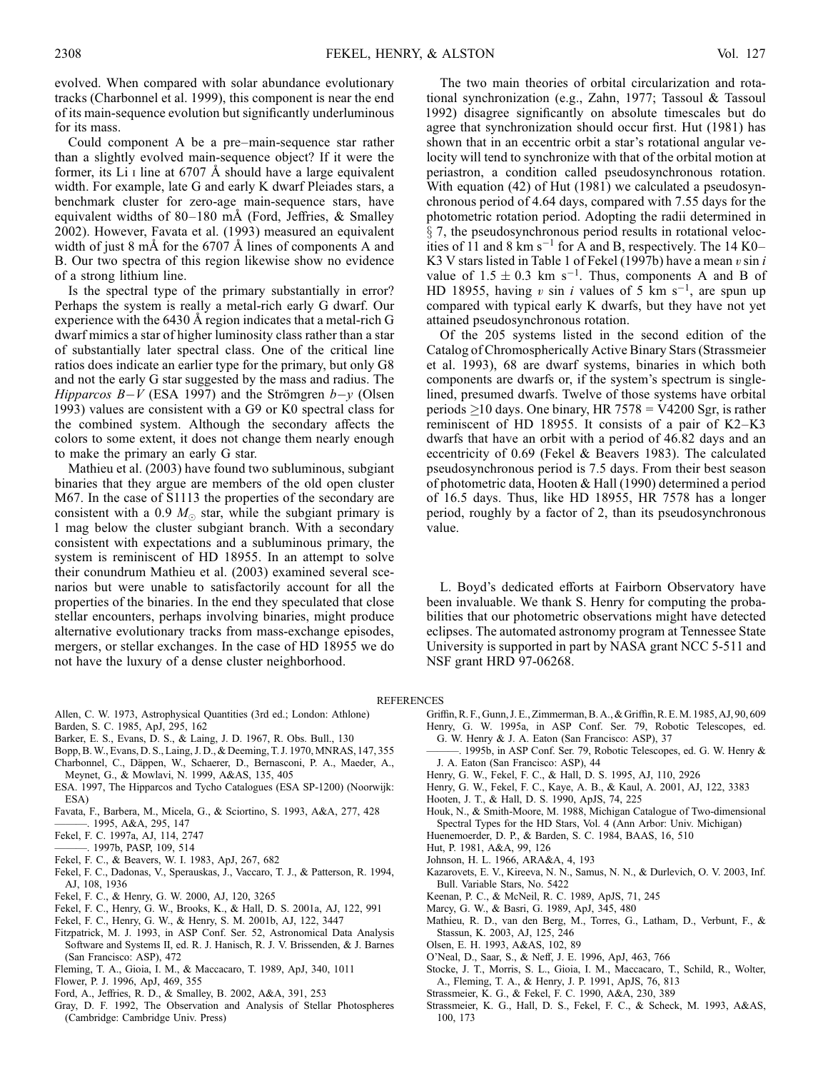evolved. When compared with solar abundance evolutionary tracks (Charbonnel et al. 1999), this component is near the end of its main-sequence evolution but significantly underluminous for its mass.

Could component A be a pre–main-sequence star rather than a slightly evolved main-sequence object? If it were the former, its Li I line at 6707 Å should have a large equivalent width. For example, late G and early K dwarf Pleiades stars, a benchmark cluster for zero-age main-sequence stars, have equivalent widths of 80–180 mÅ (Ford, Jeffries, & Smalley 2002). However, Favata et al. (1993) measured an equivalent width of just 8 mÅ for the 6707 Å lines of components A and B. Our two spectra of this region likewise show no evidence of a strong lithium line.

Is the spectral type of the primary substantially in error? Perhaps the system is really a metal-rich early G dwarf. Our experience with the 6430 Å region indicates that a metal-rich G dwarf mimics a star of higher luminosity class rather than a star of substantially later spectral class. One of the critical line ratios does indicate an earlier type for the primary, but only G8 and not the early G star suggested by the mass and radius. The *Hipparcos* $B-V$ (ESA 1997) and the Strömgren $b-y$ (Olsen 1993) values are consistent with a G9 or K0 spectral class for the combined system. Although the secondary affects the colors to some extent, it does not change them nearly enough to make the primary an early G star.

Mathieu et al. (2003) have found two subluminous, subgiant binaries that they argue are members of the old open cluster M67. In the case of S1113 the properties of the secondary are consistent with a 0.9 $M_{\odot}$ star, while the subgiant primary is 1 mag below the cluster subgiant branch. With a secondary consistent with expectations and a subluminous primary, the system is reminiscent of HD 18955. In an attempt to solve their conundrum Mathieu et al. (2003) examined several scenarios but were unable to satisfactorily account for all the properties of the binaries. In the end they speculated that close stellar encounters, perhaps involving binaries, might produce alternative evolutionary tracks from mass-exchange episodes, mergers, or stellar exchanges. In the case of HD 18955 we do not have the luxury of a dense cluster neighborhood.

The two main theories of orbital circularization and rotational synchronization (e.g., Zahn, 1977; Tassoul & Tassoul 1992) disagree significantly on absolute timescales but do agree that synchronization should occur first. Hut (1981) has shown that in an eccentric orbit a star's rotational angular velocity will tend to synchronize with that of the orbital motion at periastron, a condition called pseudosynchronous rotation. With equation (42) of Hut (1981) we calculated a pseudosynchronous period of 4.64 days, compared with 7.55 days for the photometric rotation period. Adopting the radii determined in § 7, the pseudosynchronous period results in rotational velocities of 11 and 8 km s$^{-1}$ for A and B, respectively. The 14 K0–K3 V stars listed in Table 1 of Fekel (1997b) have a mean $v \sin i$ value of $1.5 \pm 0.3$ km s$^{-1}$. Thus, components A and B of HD 18955, having $v \sin i$ values of 5 km s$^{-1}$, are spun up compared with typical early K dwarfs, but they have not yet attained pseudosynchronous rotation.

Of the 205 systems listed in the second edition of the Catalog of Chromospherically Active Binary Stars (Strassmeier et al. 1993), 68 are dwarf systems, binaries in which both components are dwarfs or, if the system's spectrum is single-lined, presumed dwarfs. Twelve of those systems have orbital periods $\geq$10 days. One binary, HR 7578 = V4200 Sgr, is rather reminiscent of HD 18955. It consists of a pair of K2–K3 dwarfs that have an orbit with a period of 46.82 days and an eccentricity of 0.69 (Fekel & Beavers 1983). The calculated pseudosynchronous period is 7.5 days. From their best season of photometric data, Hooten & Hall (1990) determined a period of 16.5 days. Thus, like HD 18955, HR 7578 has a longer period, roughly by a factor of 2, than its pseudosynchronous value.

L. Boyd's dedicated efforts at Fairborn Observatory have been invaluable. We thank S. Henry for computing the probabilities that our photometric observations might have detected eclipses. The automated astronomy program at Tennessee State University is supported in part by NASA grant NCC 5-511 and NSF grant HRD 97-06268.

## REFERENCES

Allen, C. W. 1973, Astrophysical Quantities (3rd ed.; London: Athlone)
Barden, S. C. 1985, ApJ, 295, 162
Barker, E. S., Evans, D. S., & Laing, J. D. 1967, R. Obs. Bull., 130
Bopp, B. W., Evans, D. S., Laing, J. D., & Deeming, T. J. 1970, MNRAS, 147, 355
Charbonnel, C., Däppen, W., Schaerer, D., Bernasconi, P. A., Maeder, A., Meynet, G., & Mowlavi, N. 1999, A&AS, 135, 405
ESA. 1997, The Hipparcos and Tycho Catalogues (ESA SP-1200) (Noorwijk: ESA)
Favata, F., Barbera, M., Micela, G., & Sciortino, S. 1993, A&A, 277, 428
———. 1995, A&A, 295, 147
Fekel, F. C. 1997a, AJ, 114, 2747
———. 1997b, PASP, 109, 514
Fekel, F. C., & Beavers, W. I. 1983, ApJ, 267, 682
Fekel, F. C., Dadonas, V., Sperauskas, J., Vaccaro, T. J., & Patterson, R. 1994, AJ, 108, 1936
Fekel, F. C., & Henry, G. W. 2000, AJ, 120, 3265
Fekel, F. C., Henry, G. W., Brooks, K., & Hall, D. S. 2001a, AJ, 122, 991
Fekel, F. C., Henry, G. W., & Henry, S. M. 2001b, AJ, 122, 3447
Fitzpatrick, M. J. 1993, in ASP Conf. Ser. 52, Astronomical Data Analysis Software and Systems II, ed. R. J. Hanisch, R. J. V. Brissenden, & J. Barnes (San Francisco: ASP), 472
Fleming, T. A., Gioia, I. M., & Maccacaro, T. 1989, ApJ, 340, 1011
Flower, P. J. 1996, ApJ, 469, 355
Ford, A., Jeffries, R. D., & Smalley, B. 2002, A&A, 391, 253
Gray, D. F. 1992, The Observation and Analysis of Stellar Photospheres (Cambridge: Cambridge Univ. Press)
Griffin, R. F., Gunn, J. E., Zimmerman, B. A., & Griffin, R. E. M. 1985, AJ, 90, 609
Henry, G. W. 1995a, in ASP Conf. Ser. 79, Robotic Telescopes, ed. G. W. Henry & J. A. Eaton (San Francisco: ASP), 37
———. 1995b, in ASP Conf. Ser. 79, Robotic Telescopes, ed. G. W. Henry & J. A. Eaton (San Francisco: ASP), 44
Henry, G. W., Fekel, F. C., & Hall, D. S. 1995, AJ, 110, 2926
Henry, G. W., Fekel, F. C., Kaye, A. B., & Kaul, A. 2001, AJ, 122, 3383
Hooten, J. T., & Hall, D. S. 1990, ApJS, 74, 225
Houk, N., & Smith-Moore, M. 1988, Michigan Catalogue of Two-dimensional Spectral Types for the HD Stars, Vol. 4 (Ann Arbor: Univ. Michigan)
Huenemoerder, D. P., & Barden, S. C. 1984, BAAS, 16, 510
Hut, P. 1981, A&A, 99, 126
Johnson, H. L. 1966, ARA&A, 4, 193
Kazarovets, E. V., Kireeva, N. N., Samus, N. N., & Durlevich, O. V. 2003, Inf. Bull. Variable Stars, No. 5422
Keenan, P. C., & McNeil, R. C. 1989, ApJS, 71, 245
Marcy, G. W., & Basri, G. 1989, ApJ, 345, 480
Mathieu, R. D., van den Berg, M., Torres, G., Latham, D., Verbunt, F., & Stassun, K. 2003, AJ, 125, 246
Olsen, E. H. 1993, A&AS, 102, 89
O'Neal, D., Saar, S., & Neff, J. E. 1996, ApJ, 463, 766
Stocke, J. T., Morris, S. L., Gioia, I. M., Maccacaro, T., Schild, R., Wolter, A., Fleming, T. A., & Henry, J. P. 1991, ApJS, 76, 813
Strassmeier, K. G., & Fekel, F. C. 1990, A&A, 230, 389
Strassmeier, K. G., Hall, D. S., Fekel, F. C., & Scheck, M. 1993, A&AS, 100, 173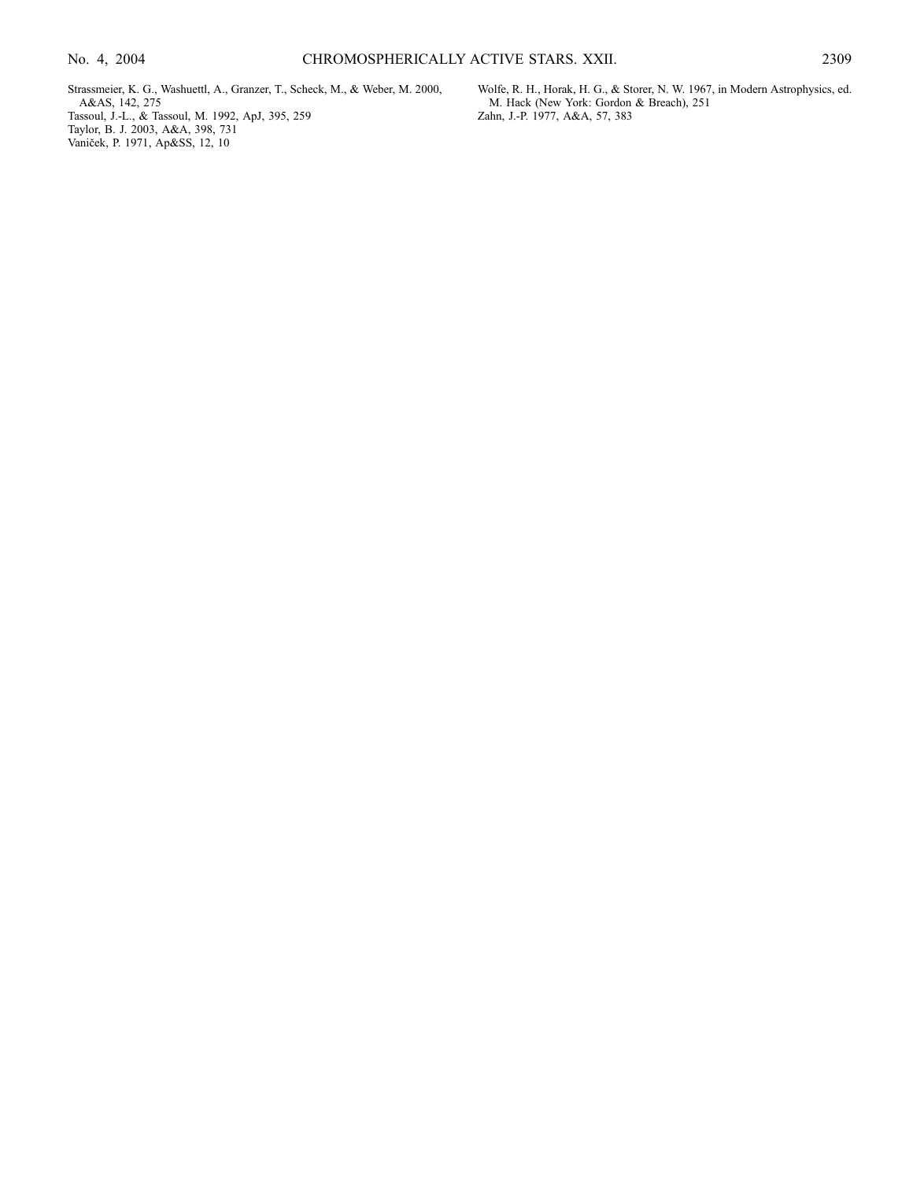Strassmeier, K. G., Washuettl, A., Granzer, T., Scheck, M., & Weber, M. 2000, A&AS, 142, 275

Tassoul, J.-L., & Tassoul, M. 1992, ApJ, 395, 259

Taylor, B. J. 2003, A&A, 398, 731

Vaniček, P. 1971, Ap&SS, 12, 10

Wolfe, R. H., Horak, H. G., & Storer, N. W. 1967, in Modern Astrophysics, ed. M. Hack (New York: Gordon & Breach), 251

Zahn, J.-P. 1977, A&A, 57, 383